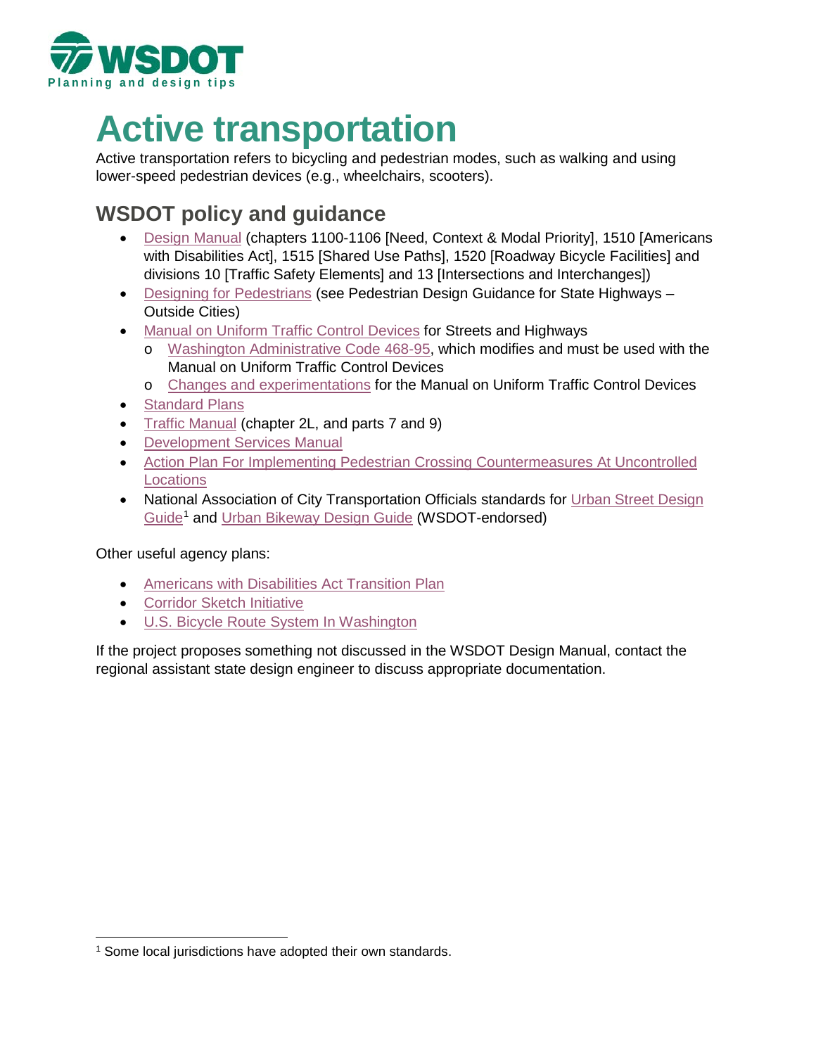WSDOT

Planning and design tips

# Active transportation

Active transportation refers to bicycling and pedestrian modes, such as walking and using lower-speed pedestrian devices (e.g., wheelchairs, scooters).

## WSDOT policy and guidance

- Design Manual (chapters 1100-1106 [Need, Context & Modal Priority], 1510 [Americans with Disabilities Act], 1515 [Shared Use Paths], 1520 [Roadway Bicycle Facilities] and divisions 10 [Traffic Safety Elements] and 13 [Intersections and Interchanges])
- Designing for Pedestrians (see Pedestrian Design Guidance for State Highways – Outside Cities)
- Manual on Uniform Traffic Control Devices for Streets and Highways
  - Washington Administrative Code 468-95, which modifies and must be used with the Manual on Uniform Traffic Control Devices
  - Changes and experimentations for the Manual on Uniform Traffic Control Devices
- Standard Plans
- Traffic Manual (chapter 2L, and parts 7 and 9)
- Development Services Manual
- Action Plan For Implementing Pedestrian Crossing Countermeasures At Uncontrolled Locations
- National Association of City Transportation Officials standards for Urban Street Design Guide[1] and Urban Bikeway Design Guide (WSDOT-endorsed)

Other useful agency plans:

- Americans with Disabilities Act Transition Plan
- Corridor Sketch Initiative
- U.S. Bicycle Route System In Washington

If the project proposes something not discussed in the WSDOT Design Manual, contact the regional assistant state design engineer to discuss appropriate documentation.

[1] Some local jurisdictions have adopted their own standards.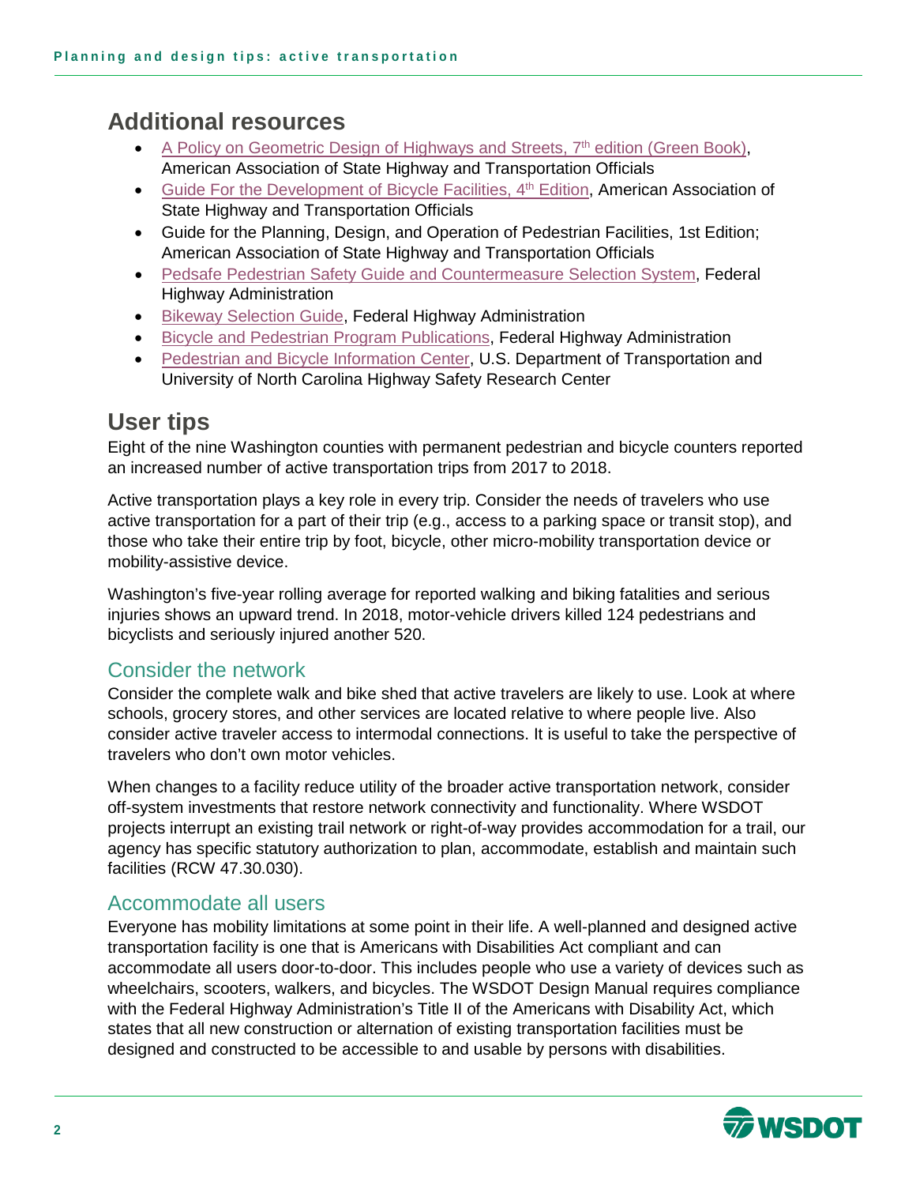## Additional resources

- A Policy on Geometric Design of Highways and Streets, 7th edition (Green Book), American Association of State Highway and Transportation Officials
- Guide For the Development of Bicycle Facilities, 4th Edition, American Association of State Highway and Transportation Officials
- Guide for the Planning, Design, and Operation of Pedestrian Facilities, 1st Edition; American Association of State Highway and Transportation Officials
- Pedsafe Pedestrian Safety Guide and Countermeasure Selection System, Federal Highway Administration
- Bikeway Selection Guide, Federal Highway Administration
- Bicycle and Pedestrian Program Publications, Federal Highway Administration
- Pedestrian and Bicycle Information Center, U.S. Department of Transportation and University of North Carolina Highway Safety Research Center

## User tips

Eight of the nine Washington counties with permanent pedestrian and bicycle counters reported an increased number of active transportation trips from 2017 to 2018.

Active transportation plays a key role in every trip. Consider the needs of travelers who use active transportation for a part of their trip (e.g., access to a parking space or transit stop), and those who take their entire trip by foot, bicycle, other micro-mobility transportation device or mobility-assistive device.

Washington's five-year rolling average for reported walking and biking fatalities and serious injuries shows an upward trend. In 2018, motor-vehicle drivers killed 124 pedestrians and bicyclists and seriously injured another 520.

### Consider the network

Consider the complete walk and bike shed that active travelers are likely to use. Look at where schools, grocery stores, and other services are located relative to where people live. Also consider active traveler access to intermodal connections. It is useful to take the perspective of travelers who don't own motor vehicles.

When changes to a facility reduce utility of the broader active transportation network, consider off-system investments that restore network connectivity and functionality. Where WSDOT projects interrupt an existing trail network or right-of-way provides accommodation for a trail, our agency has specific statutory authorization to plan, accommodate, establish and maintain such facilities (RCW 47.30.030).

### Accommodate all users

Everyone has mobility limitations at some point in their life. A well-planned and designed active transportation facility is one that is Americans with Disabilities Act compliant and can accommodate all users door-to-door. This includes people who use a variety of devices such as wheelchairs, scooters, walkers, and bicycles. The WSDOT Design Manual requires compliance with the Federal Highway Administration's Title II of the Americans with Disability Act, which states that all new construction or alternation of existing transportation facilities must be designed and constructed to be accessible to and usable by persons with disabilities.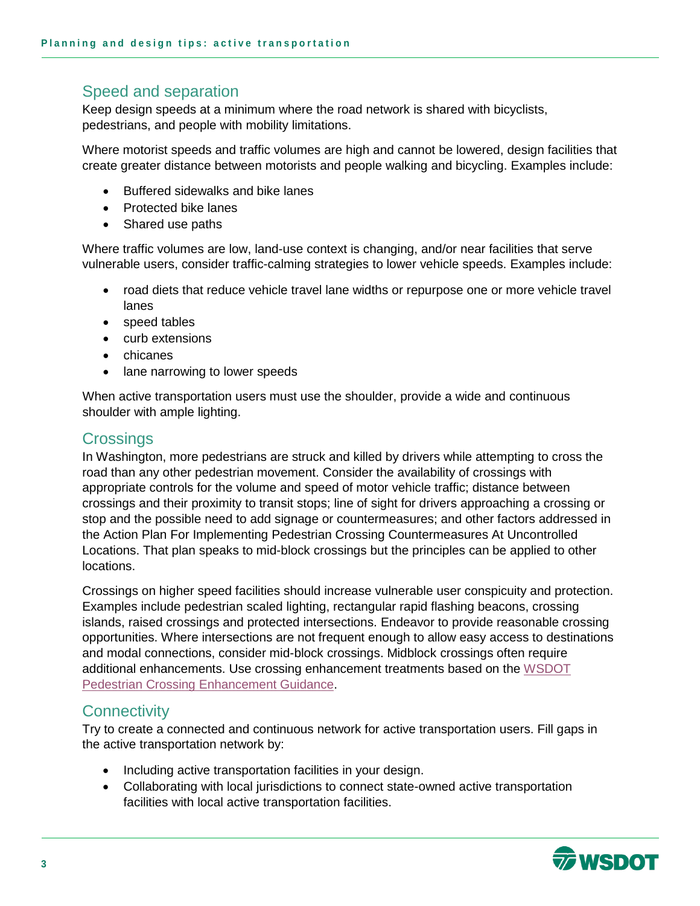## Speed and separation

Keep design speeds at a minimum where the road network is shared with bicyclists, pedestrians, and people with mobility limitations.

Where motorist speeds and traffic volumes are high and cannot be lowered, design facilities that create greater distance between motorists and people walking and bicycling. Examples include:

- Buffered sidewalks and bike lanes
- Protected bike lanes
- Shared use paths

Where traffic volumes are low, land-use context is changing, and/or near facilities that serve vulnerable users, consider traffic-calming strategies to lower vehicle speeds. Examples include:

- road diets that reduce vehicle travel lane widths or repurpose one or more vehicle travel lanes
- speed tables
- curb extensions
- chicanes
- lane narrowing to lower speeds

When active transportation users must use the shoulder, provide a wide and continuous shoulder with ample lighting.

## Crossings

In Washington, more pedestrians are struck and killed by drivers while attempting to cross the road than any other pedestrian movement. Consider the availability of crossings with appropriate controls for the volume and speed of motor vehicle traffic; distance between crossings and their proximity to transit stops; line of sight for drivers approaching a crossing or stop and the possible need to add signage or countermeasures; and other factors addressed in the Action Plan For Implementing Pedestrian Crossing Countermeasures At Uncontrolled Locations. That plan speaks to mid-block crossings but the principles can be applied to other locations.

Crossings on higher speed facilities should increase vulnerable user conspicuity and protection. Examples include pedestrian scaled lighting, rectangular rapid flashing beacons, crossing islands, raised crossings and protected intersections. Endeavor to provide reasonable crossing opportunities. Where intersections are not frequent enough to allow easy access to destinations and modal connections, consider mid-block crossings. Midblock crossings often require additional enhancements. Use crossing enhancement treatments based on the WSDOT Pedestrian Crossing Enhancement Guidance.

## Connectivity

Try to create a connected and continuous network for active transportation users. Fill gaps in the active transportation network by:

- Including active transportation facilities in your design.
- Collaborating with local jurisdictions to connect state-owned active transportation facilities with local active transportation facilities.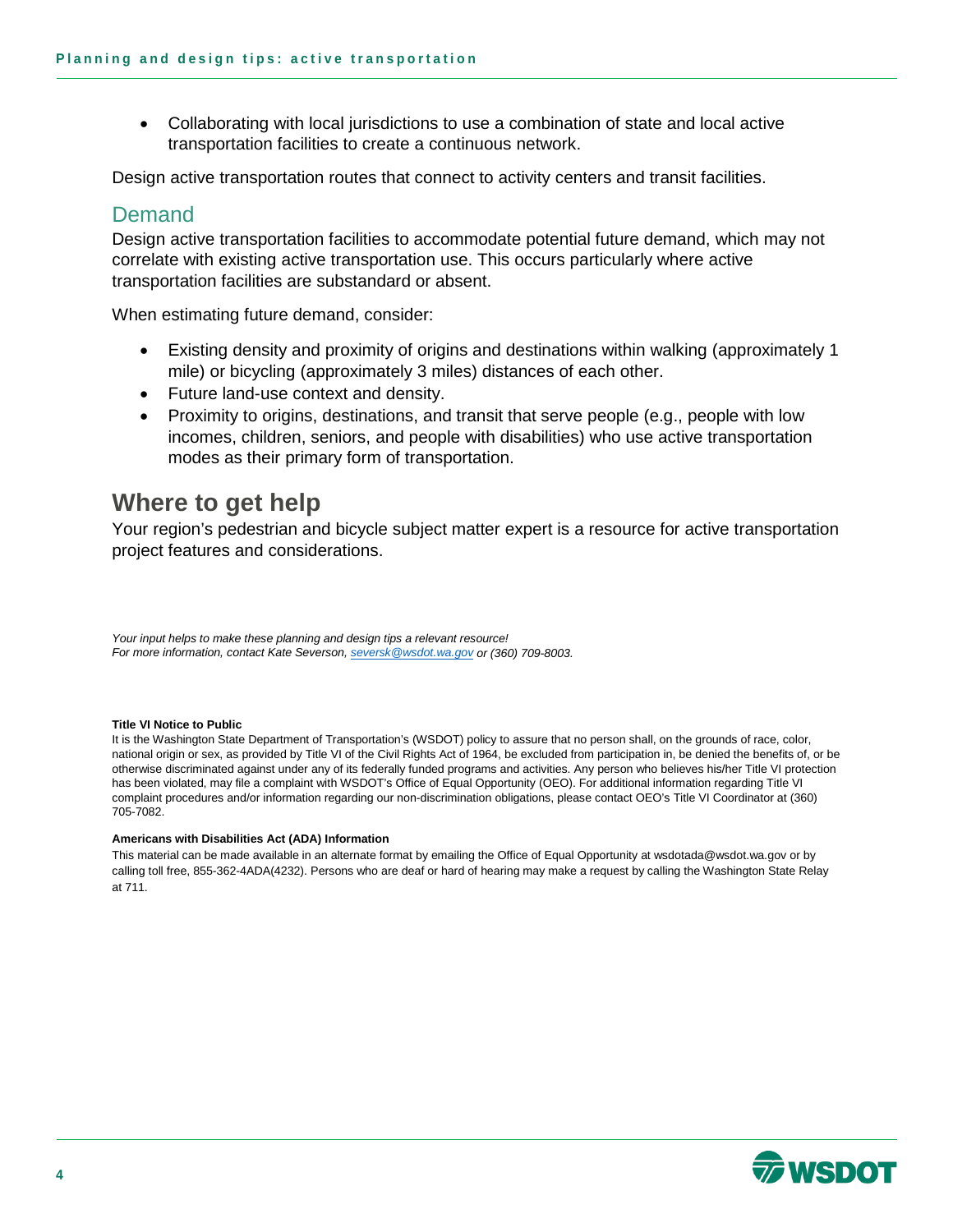- Collaborating with local jurisdictions to use a combination of state and local active transportation facilities to create a continuous network.

Design active transportation routes that connect to activity centers and transit facilities.

### Demand

Design active transportation facilities to accommodate potential future demand, which may not correlate with existing active transportation use. This occurs particularly where active transportation facilities are substandard or absent.

When estimating future demand, consider:

- Existing density and proximity of origins and destinations within walking (approximately 1 mile) or bicycling (approximately 3 miles) distances of each other.
- Future land-use context and density.
- Proximity to origins, destinations, and transit that serve people (e.g., people with low incomes, children, seniors, and people with disabilities) who use active transportation modes as their primary form of transportation.

## Where to get help

Your region's pedestrian and bicycle subject matter expert is a resource for active transportation project features and considerations.

*Your input helps to make these planning and design tips a relevant resource!*
*For more information, contact Kate Severson, seversk@wsdot.wa.gov or (360) 709-8003.*

**Title VI Notice to Public**

It is the Washington State Department of Transportation's (WSDOT) policy to assure that no person shall, on the grounds of race, color, national origin or sex, as provided by Title VI of the Civil Rights Act of 1964, be excluded from participation in, be denied the benefits of, or be otherwise discriminated against under any of its federally funded programs and activities. Any person who believes his/her Title VI protection has been violated, may file a complaint with WSDOT's Office of Equal Opportunity (OEO). For additional information regarding Title VI complaint procedures and/or information regarding our non-discrimination obligations, please contact OEO's Title VI Coordinator at (360) 705-7082.

**Americans with Disabilities Act (ADA) Information**

This material can be made available in an alternate format by emailing the Office of Equal Opportunity at wsdotada@wsdot.wa.gov or by calling toll free, 855-362-4ADA(4232). Persons who are deaf or hard of hearing may make a request by calling the Washington State Relay at 711.